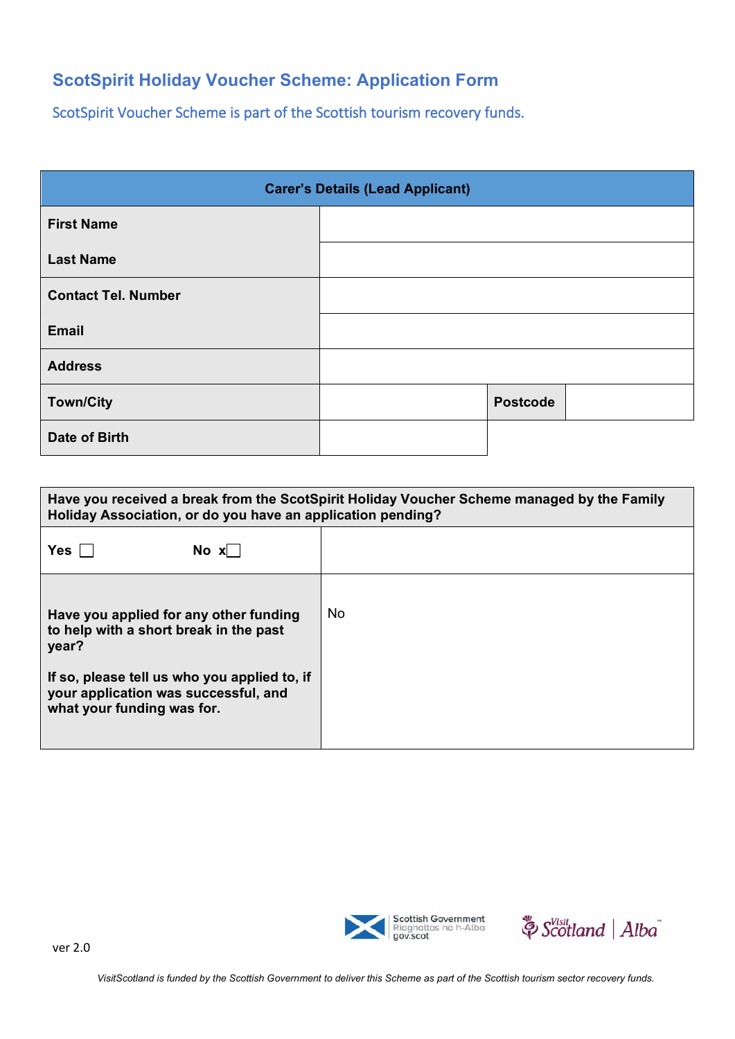## ScotSpirit Holiday Voucher Scheme: Application Form

ScotSpirit Voucher Scheme is part of the Scottish tourism recovery funds.

| Carer's Details (Lead Applicant) | | | |
|---|---|---|---|
| **First Name** | | | |
| **Last Name** | | | |
| **Contact Tel. Number** | | | |
| **Email** | | | |
| **Address** | | | |
| **Town/City** | | **Postcode** | |
| **Date of Birth** | | | |

| Have you received a break from the ScotSpirit Holiday Voucher Scheme managed by the Family Holiday Association, or do you have an application pending? | |
|---|---|
| **Yes** ☐ **No** x☐ | |
| **Have you applied for any other funding to help with a short break in the past year?** <br><br> **If so, please tell us who you applied to, if your application was successful, and what your funding was for.** | No |

ver 2.0

Scottish Government
Riaghaltas na h-Alba
gov.scot

VisitScotland | Alba

*VisitScotland is funded by the Scottish Government to deliver this Scheme as part of the Scottish tourism sector recovery funds.*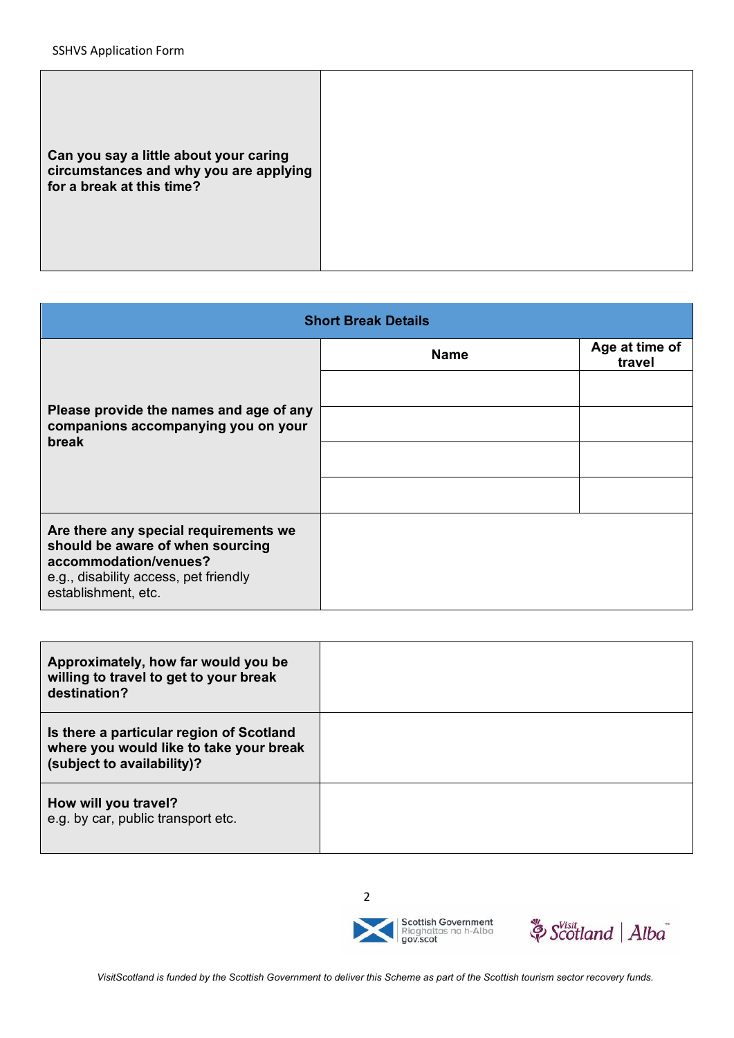| Can you say a little about your caring circumstances and why you are applying for a break at this time? | |
|---|---|

| Short Break Details | | |
|---|---|---|
| **Please provide the names and age of any companions accompanying you on your break** | **Name** | **Age at time of travel** |
| | | |
| | | |
| | | |
| | | |
| **Are there any special requirements we should be aware of when sourcing accommodation/venues?** e.g., disability access, pet friendly establishment, etc. | | |

| **Approximately, how far would you be willing to travel to get to your break destination?** | |
|---|---|
| **Is there a particular region of Scotland where you would like to take your break (subject to availability)?** | |
| **How will you travel?** e.g. by car, public transport etc. | |

*VisitScotland is funded by the Scottish Government to deliver this Scheme as part of the Scottish tourism sector recovery funds.*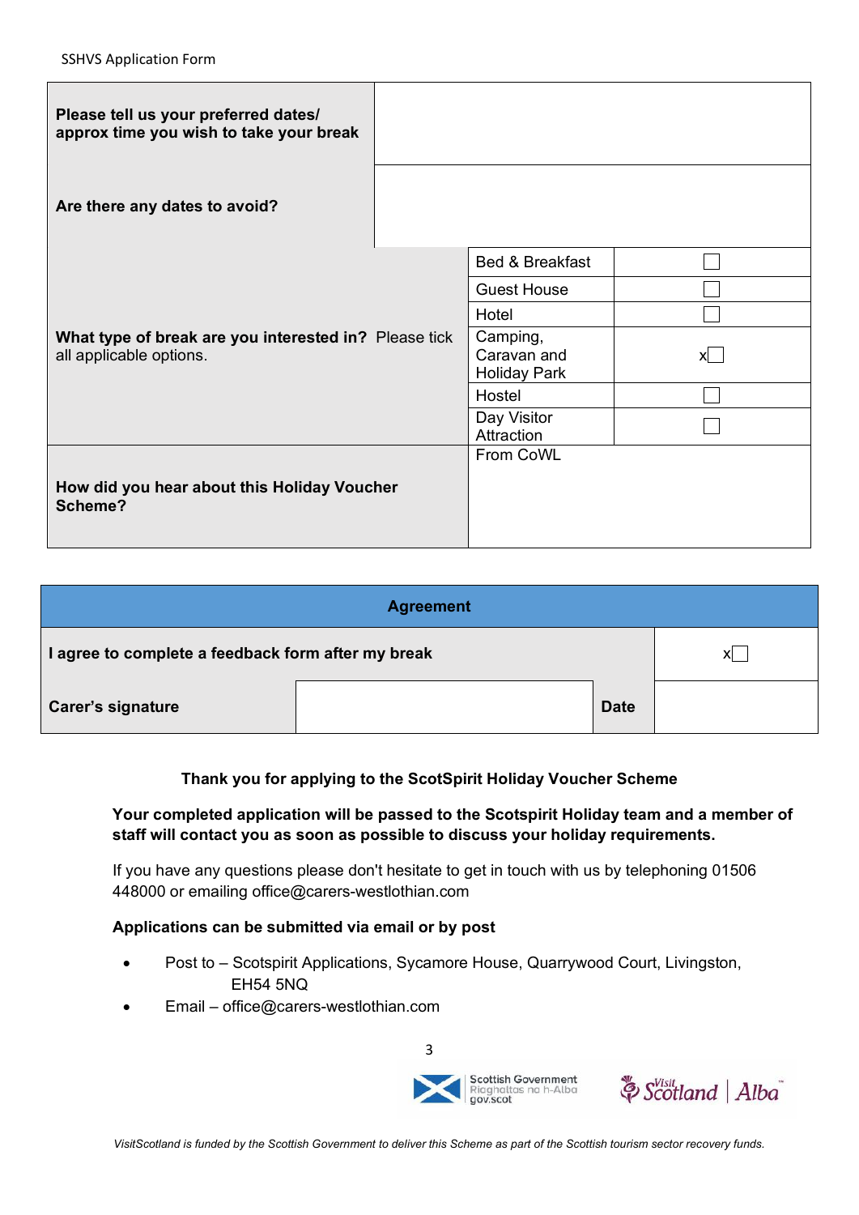| | | |
|---|---|---|
| **Please tell us your preferred dates/ approx time you wish to take your break** | | |
| **Are there any dates to avoid?** | | |
| **What type of break are you interested in?** Please tick all applicable options. | Bed & Breakfast | ☐ |
| | Guest House | ☐ |
| | Hotel | ☐ |
| | Camping, Caravan and Holiday Park | x☐ |
| | Hostel | ☐ |
| | Day Visitor Attraction | ☐ |
| **How did you hear about this Holiday Voucher Scheme?** | From CoWL | |

| **Agreement** | | | |
|---|---|---|---|
| **I agree to complete a feedback form after my break** | | | x☐ |
| **Carer's signature** | | **Date** | |

**Thank you for applying to the ScotSpirit Holiday Voucher Scheme**

**Your completed application will be passed to the Scotspirit Holiday team and a member of staff will contact you as soon as possible to discuss your holiday requirements.**

If you have any questions please don't hesitate to get in touch with us by telephoning 01506 448000 or emailing office@carers-westlothian.com

**Applications can be submitted via email or by post**

- Post to – Scotspirit Applications, Sycamore House, Quarrywood Court, Livingston, EH54 5NQ
- Email – office@carers-westlothian.com

Scottish Government
Riaghaltas na h-Alba
gov.scot

Visit Scotland | Alba

*VisitScotland is funded by the Scottish Government to deliver this Scheme as part of the Scottish tourism sector recovery funds.*